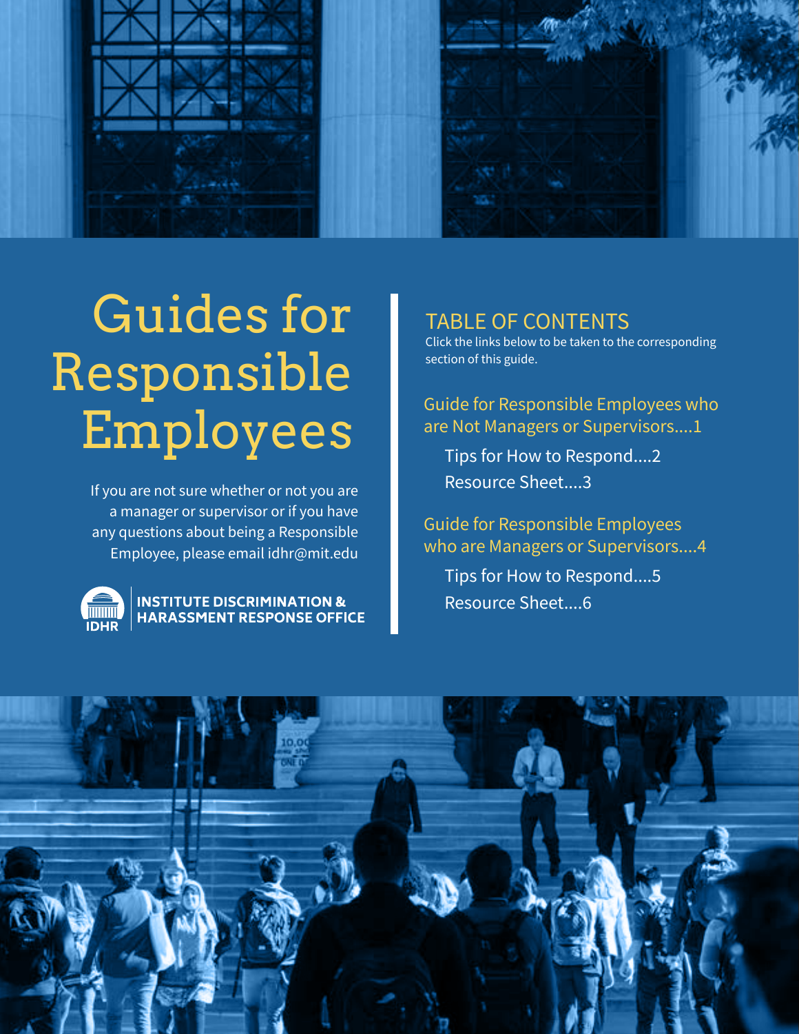# Guides for Responsible Employees

If you are not sure whether or not you are a manager or supervisor or if you have any questions about being a Responsible Employee, please email idhr@mit.edu

IDHR

**INSTITUTE DISCRIMINATION & HARASSMENT RESPONSE OFFICE**

## TABLE OF CONTENTS

Click the links below to be taken to the corresponding section of this guide.

Guide for Responsible Employees who are Not Managers or Supervisors....1

- Tips for How to Respond....2
- Resource Sheet....3

Guide for Responsible Employees who are Managers or Supervisors....4

- Tips for How to Respond....5
- Resource Sheet....6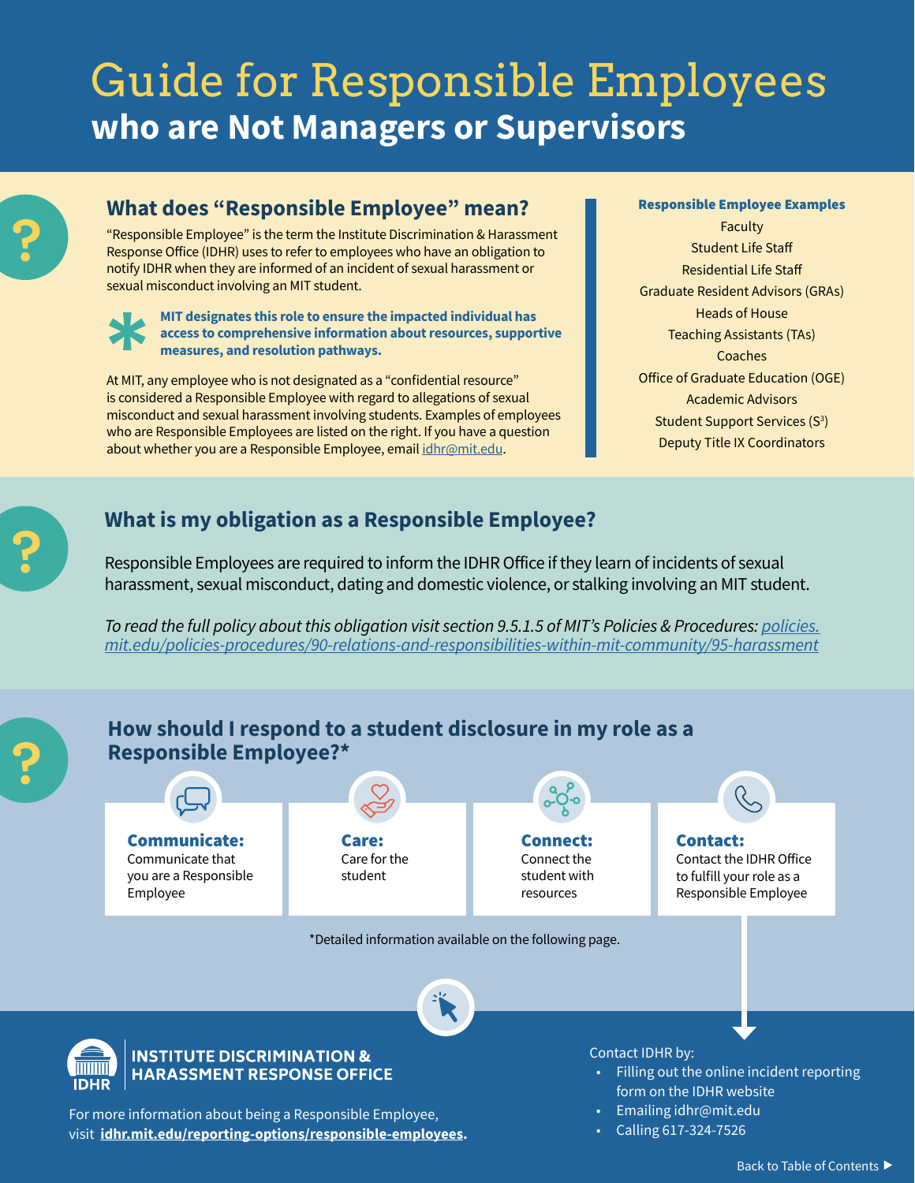# Guide for Responsible Employees

## who are Not Managers or Supervisors

### What does "Responsible Employee" mean?

"Responsible Employee" is the term the Institute Discrimination & Harassment Response Office (IDHR) uses to refer to employees who have an obligation to notify IDHR when they are informed of an incident of sexual harassment or sexual misconduct involving an MIT student.

**MIT designates this role to ensure the impacted individual has access to comprehensive information about resources, supportive measures, and resolution pathways.**

At MIT, any employee who is not designated as a "confidential resource" is considered a Responsible Employee with regard to allegations of sexual misconduct and sexual harassment involving students. Examples of employees who are Responsible Employees are listed on the right. If you have a question about whether you are a Responsible Employee, email idhr@mit.edu.

**Responsible Employee Examples**

- Faculty
- Student Life Staff
- Residential Life Staff
- Graduate Resident Advisors (GRAs)
- Heads of House
- Teaching Assistants (TAs)
- Coaches
- Office of Graduate Education (OGE)
- Academic Advisors
- Student Support Services ($S^3$)
- Deputy Title IX Coordinators

### What is my obligation as a Responsible Employee?

Responsible Employees are required to inform the IDHR Office if they learn of incidents of sexual harassment, sexual misconduct, dating and domestic violence, or stalking involving an MIT student.

*To read the full policy about this obligation visit section 9.5.1.5 of MIT's Policies & Procedures: policies.mit.edu/policies-procedures/90-relations-and-responsibilities-within-mit-community/95-harassment*

### How should I respond to a student disclosure in my role as a Responsible Employee?*

**Communicate:** Communicate that you are a Responsible Employee

**Care:** Care for the student

**Connect:** Connect the student with resources

**Contact:** Contact the IDHR Office to fulfill your role as a Responsible Employee

*Detailed information available on the following page.

**INSTITUTE DISCRIMINATION & HARASSMENT RESPONSE OFFICE**

For more information about being a Responsible Employee, visit **idhr.mit.edu/reporting-options/responsible-employees.**

Contact IDHR by:

- Filling out the online incident reporting form on the IDHR website
- Emailing idhr@mit.edu
- Calling 617-324-7526

Back to Table of Contents ▶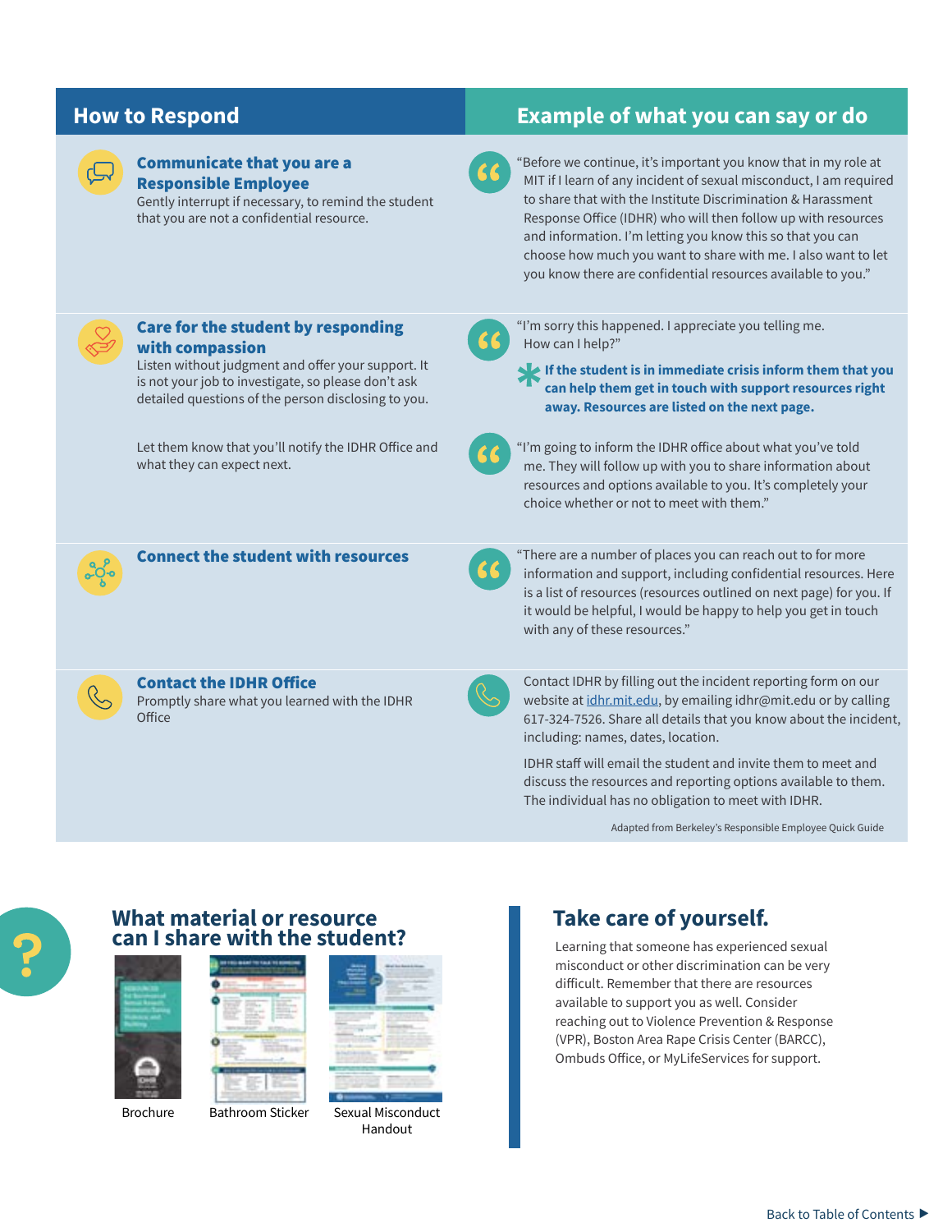| How to Respond | Example of what you can say or do |
| --- | --- |
| **Communicate that you are a Responsible Employee** Gently interrupt if necessary, to remind the student that you are not a confidential resource. | "Before we continue, it's important you know that in my role at MIT if I learn of any incident of sexual misconduct, I am required to share that with the Institute Discrimination & Harassment Response Office (IDHR) who will then follow up with resources and information. I'm letting you know this so that you can choose how much you want to share with me. I also want to let you know there are confidential resources available to you." |
| **Care for the student by responding with compassion** Listen without judgment and offer your support. It is not your job to investigate, so please don't ask detailed questions of the person disclosing to you. | "I'm sorry this happened. I appreciate you telling me. How can I help?" * **If the student is in immediate crisis inform them that you can help them get in touch with support resources right away. Resources are listed on the next page.** |
| Let them know that you'll notify the IDHR Office and what they can expect next. | "I'm going to inform the IDHR office about what you've told me. They will follow up with you to share information about resources and options available to you. It's completely your choice whether or not to meet with them." |
| **Connect the student with resources** | "There are a number of places you can reach out to for more information and support, including confidential resources. Here is a list of resources (resources outlined on next page) for you. If it would be helpful, I would be happy to help you get in touch with any of these resources." |
| **Contact the IDHR Office** Promptly share what you learned with the IDHR Office | Contact IDHR by filling out the incident reporting form on our website at idhr.mit.edu, by emailing idhr@mit.edu or by calling 617-324-7526. Share all details that you know about the incident, including: names, dates, location. IDHR staff will email the student and invite them to meet and discuss the resources and reporting options available to them. The individual has no obligation to meet with IDHR. |

Adapted from Berkeley's Responsible Employee Quick Guide

## What material or resource can I share with the student?

Brochure

Bathroom Sticker

Sexual Misconduct Handout

## Take care of yourself.

Learning that someone has experienced sexual misconduct or other discrimination can be very difficult. Remember that there are resources available to support you as well. Consider reaching out to Violence Prevention & Response (VPR), Boston Area Rape Crisis Center (BARCC), Ombuds Office, or MyLifeServices for support.

Back to Table of Contents ▶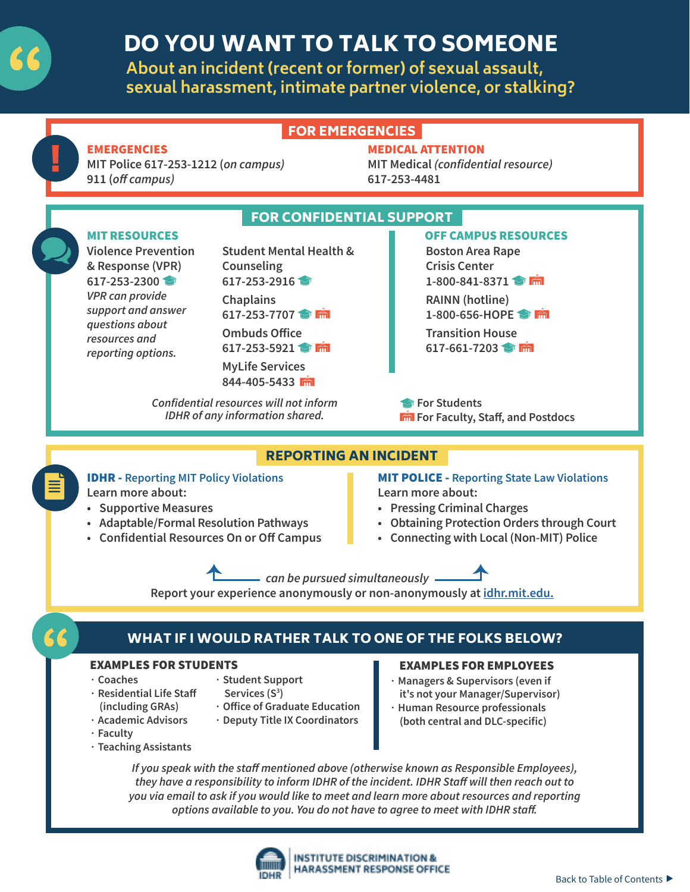# DO YOU WANT TO TALK TO SOMEONE

## About an incident (recent or former) of sexual assault, sexual harassment, intimate partner violence, or stalking?

## FOR EMERGENCIES

**EMERGENCIES**
MIT Police 617-253-1212 (*on campus*)
911 (*off campus*)

**MEDICAL ATTENTION**
MIT Medical (*confidential resource*)
617-253-4481

## FOR CONFIDENTIAL SUPPORT

**MIT RESOURCES**

Violence Prevention & Response (VPR)
617-253-2300 🎓
*VPR can provide support and answer questions about resources and reporting options.*

Student Mental Health & Counseling
617-253-2916 🎓

Chaplains
617-253-7707 🎓 🏛

Ombuds Office
617-253-5921 🎓 🏛

MyLife Services
844-405-5433 🏛

**OFF CAMPUS RESOURCES**

Boston Area Rape Crisis Center
1-800-841-8371 🎓 🏛

RAINN (hotline)
1-800-656-HOPE 🎓 🏛

Transition House
617-661-7203 🎓 🏛

*Confidential resources will not inform IDHR of any information shared.*

🎓 For Students
🏛 For Faculty, Staff, and Postdocs

## REPORTING AN INCIDENT

**IDHR - Reporting MIT Policy Violations**
Learn more about:
- Supportive Measures
- Adaptable/Formal Resolution Pathways
- Confidential Resources On or Off Campus

**MIT POLICE - Reporting State Law Violations**
Learn more about:
- Pressing Criminal Charges
- Obtaining Protection Orders through Court
- Connecting with Local (Non-MIT) Police

*can be pursued simultaneously*

Report your experience anonymously or non-anonymously at idhr.mit.edu.

## WHAT IF I WOULD RATHER TALK TO ONE OF THE FOLKS BELOW?

**EXAMPLES FOR STUDENTS**
- Coaches
- Residential Life Staff (including GRAs)
- Academic Advisors
- Faculty
- Teaching Assistants
- Student Support Services ($S^3$)
- Office of Graduate Education
- Deputy Title IX Coordinators

**EXAMPLES FOR EMPLOYEES**
- Managers & Supervisors (even if it's not your Manager/Supervisor)
- Human Resource professionals (both central and DLC-specific)

*If you speak with the staff mentioned above (otherwise known as Responsible Employees), they have a responsibility to inform IDHR of the incident. IDHR Staff will then reach out to you via email to ask if you would like to meet and learn more about resources and reporting options available to you. You do not have to agree to meet with IDHR staff.*

IDHR — INSTITUTE DISCRIMINATION & HARASSMENT RESPONSE OFFICE

Back to Table of Contents ▶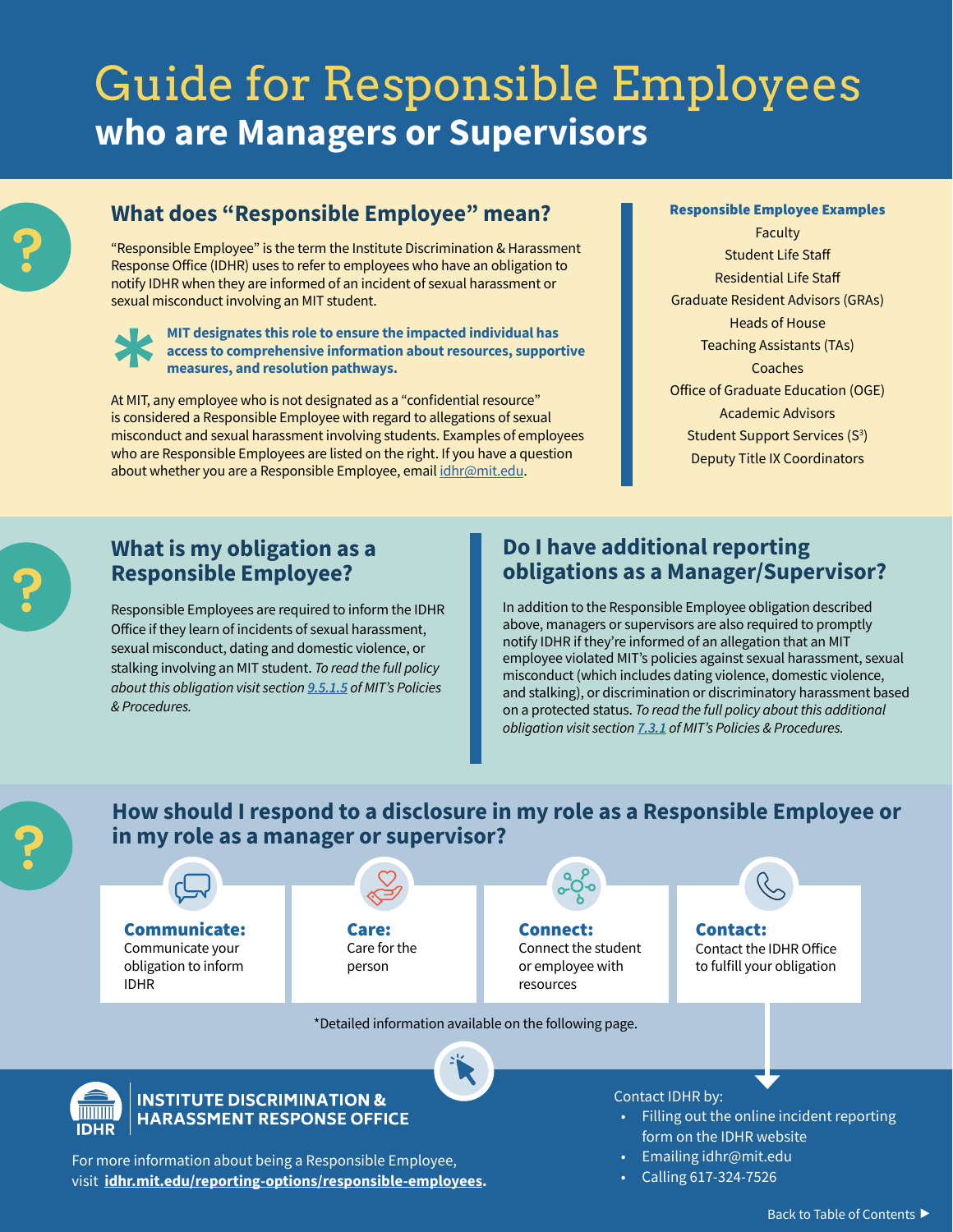# Guide for Responsible Employees

## who are Managers or Supervisors

### What does “Responsible Employee” mean?

“Responsible Employee” is the term the Institute Discrimination & Harassment Response Office (IDHR) uses to refer to employees who have an obligation to notify IDHR when they are informed of an incident of sexual harassment or sexual misconduct involving an MIT student.

**MIT designates this role to ensure the impacted individual has access to comprehensive information about resources, supportive measures, and resolution pathways.**

At MIT, any employee who is not designated as a “confidential resource” is considered a Responsible Employee with regard to allegations of sexual misconduct and sexual harassment involving students. Examples of employees who are Responsible Employees are listed on the right. If you have a question about whether you are a Responsible Employee, email idhr@mit.edu.

**Responsible Employee Examples**

- Faculty
- Student Life Staff
- Residential Life Staff
- Graduate Resident Advisors (GRAs)
- Heads of House
- Teaching Assistants (TAs)
- Coaches
- Office of Graduate Education (OGE)
- Academic Advisors
- Student Support Services ($S^3$)
- Deputy Title IX Coordinators

### What is my obligation as a Responsible Employee?

Responsible Employees are required to inform the IDHR Office if they learn of incidents of sexual harassment, sexual misconduct, dating and domestic violence, or stalking involving an MIT student. *To read the full policy about this obligation visit section 9.5.1.5 of MIT’s Policies & Procedures.*

### Do I have additional reporting obligations as a Manager/Supervisor?

In addition to the Responsible Employee obligation described above, managers or supervisors are also required to promptly notify IDHR if they’re informed of an allegation that an MIT employee violated MIT’s policies against sexual harassment, sexual misconduct (which includes dating violence, domestic violence, and stalking), or discrimination or discriminatory harassment based on a protected status. *To read the full policy about this additional obligation visit section 7.3.1 of MIT’s Policies & Procedures.*

### How should I respond to a disclosure in my role as a Responsible Employee or in my role as a manager or supervisor?

- **Communicate:** Communicate your obligation to inform IDHR
- **Care:** Care for the person
- **Connect:** Connect the student or employee with resources
- **Contact:** Contact the IDHR Office to fulfill your obligation

*Detailed information available on the following page.

Contact IDHR by:

- Filling out the online incident reporting form on the IDHR website
- Emailing idhr@mit.edu
- Calling 617-324-7526

**INSTITUTE DISCRIMINATION & HARASSMENT RESPONSE OFFICE**

For more information about being a Responsible Employee, visit **idhr.mit.edu/reporting-options/responsible-employees**.

Back to Table of Contents ▶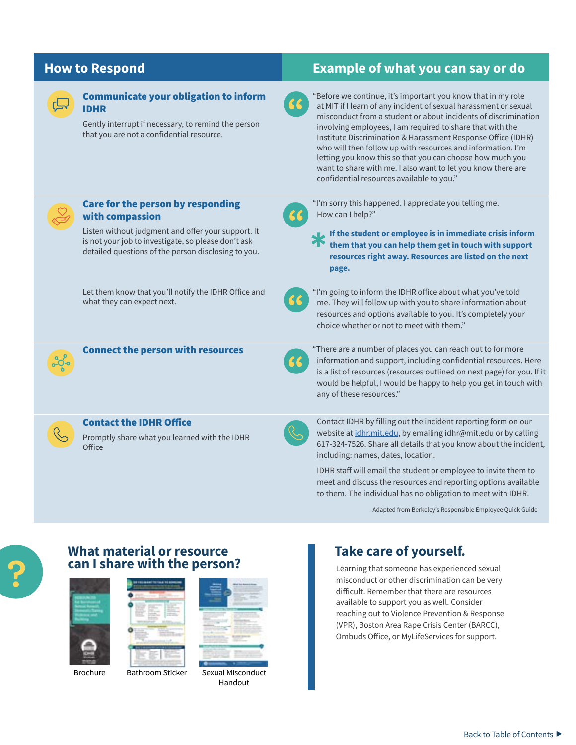| How to Respond | Example of what you can say or do |
|---|---|
| **Communicate your obligation to inform IDHR**<br>Gently interrupt if necessary, to remind the person that you are not a confidential resource. | "Before we continue, it's important you know that in my role at MIT if I learn of any incident of sexual harassment or sexual misconduct from a student or about incidents of discrimination involving employees, I am required to share that with the Institute Discrimination & Harassment Response Office (IDHR) who will then follow up with resources and information. I'm letting you know this so that you can choose how much you want to share with me. I also want to let you know there are confidential resources available to you." |
| **Care for the person by responding with compassion**<br>Listen without judgment and offer your support. It is not your job to investigate, so please don't ask detailed questions of the person disclosing to you. | "I'm sorry this happened. I appreciate you telling me. How can I help?"<br>* **If the student or employee is in immediate crisis inform them that you can help them get in touch with support resources right away. Resources are listed on the next page.** |
| Let them know that you'll notify the IDHR Office and what they can expect next. | "I'm going to inform the IDHR office about what you've told me. They will follow up with you to share information about resources and options available to you. It's completely your choice whether or not to meet with them." |
| **Connect the person with resources** | "There are a number of places you can reach out to for more information and support, including confidential resources. Here is a list of resources (resources outlined on next page) for you. If it would be helpful, I would be happy to help you get in touch with any of these resources." |
| **Contact the IDHR Office**<br>Promptly share what you learned with the IDHR Office | Contact IDHR by filling out the incident reporting form on our website at idhr.mit.edu, by emailing idhr@mit.edu or by calling 617-324-7526. Share all details that you know about the incident, including: names, dates, location.<br><br>IDHR staff will email the student or employee to invite them to meet and discuss the resources and reporting options available to them. The individual has no obligation to meet with IDHR. |

Adapted from Berkeley's Responsible Employee Quick Guide

## What material or resource can I share with the person?

Brochure

Bathroom Sticker

Sexual Misconduct Handout

## Take care of yourself.

Learning that someone has experienced sexual misconduct or other discrimination can be very difficult. Remember that there are resources available to support you as well. Consider reaching out to Violence Prevention & Response (VPR), Boston Area Rape Crisis Center (BARCC), Ombuds Office, or MyLifeServices for support.

Back to Table of Contents ▶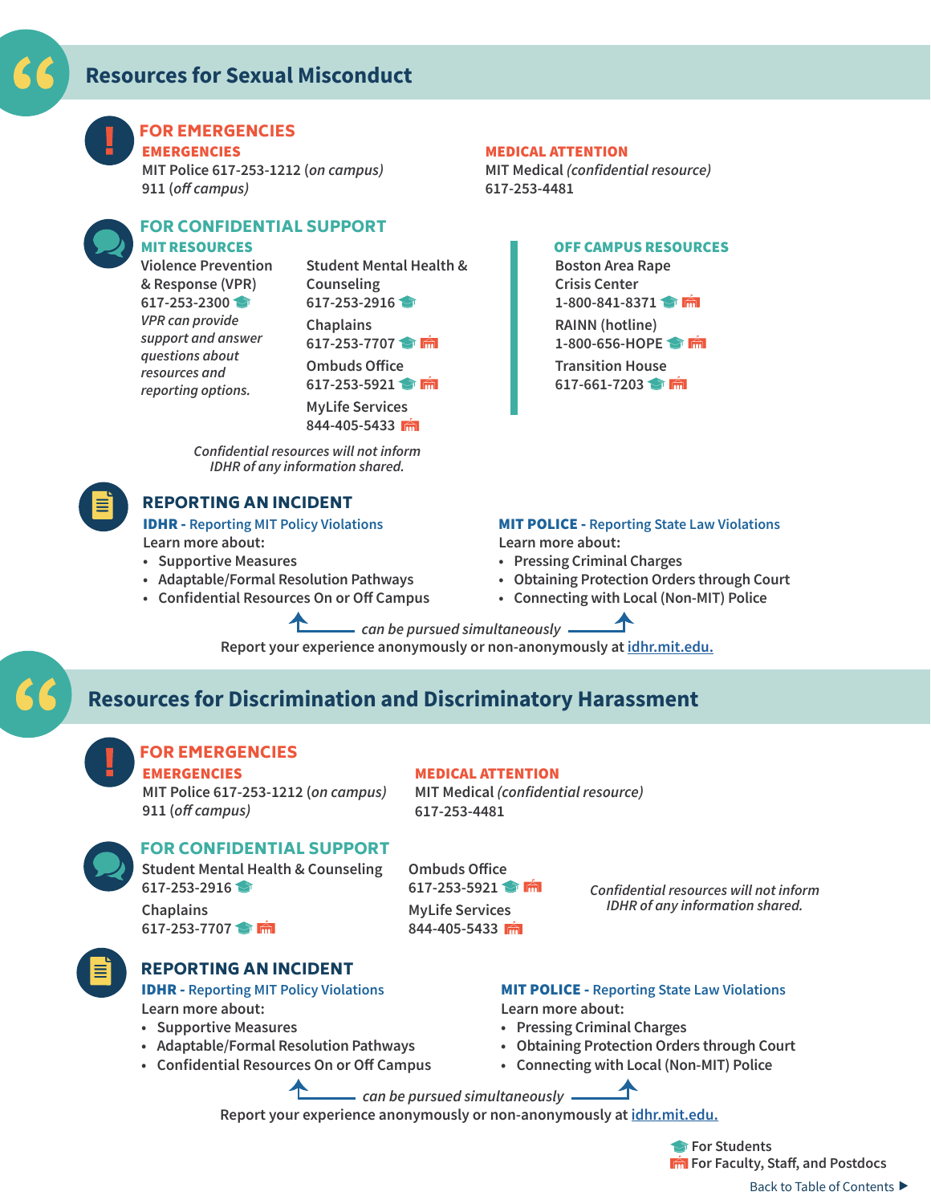## Resources for Sexual Misconduct

### FOR EMERGENCIES

**EMERGENCIES**
MIT Police 617-253-1212 (*on campus*)
911 (*off campus*)

**MEDICAL ATTENTION**
MIT Medical (*confidential resource*)
617-253-4481

### FOR CONFIDENTIAL SUPPORT

**MIT RESOURCES**

Violence Prevention & Response (VPR)
617-253-2300 🎓
*VPR can provide support and answer questions about resources and reporting options.*

Student Mental Health & Counseling
617-253-2916 🎓

Chaplains
617-253-7707 🎓 🏛

Ombuds Office
617-253-5921 🎓 🏛

MyLife Services
844-405-5433 🏛

*Confidential resources will not inform IDHR of any information shared.*

**OFF CAMPUS RESOURCES**

Boston Area Rape Crisis Center
1-800-841-8371 🎓 🏛

RAINN (hotline)
1-800-656-HOPE 🎓 🏛

Transition House
617-661-7203 🎓 🏛

### REPORTING AN INCIDENT

**IDHR - Reporting MIT Policy Violations**
Learn more about:
- Supportive Measures
- Adaptable/Formal Resolution Pathways
- Confidential Resources On or Off Campus

**MIT POLICE - Reporting State Law Violations**
Learn more about:
- Pressing Criminal Charges
- Obtaining Protection Orders through Court
- Connecting with Local (Non-MIT) Police

*can be pursued simultaneously*

Report your experience anonymously or non-anonymously at idhr.mit.edu.

## Resources for Discrimination and Discriminatory Harassment

### FOR EMERGENCIES

**EMERGENCIES**
MIT Police 617-253-1212 (*on campus*)
911 (*off campus*)

**MEDICAL ATTENTION**
MIT Medical (*confidential resource*)
617-253-4481

### FOR CONFIDENTIAL SUPPORT

Student Mental Health & Counseling
617-253-2916 🎓

Chaplains
617-253-7707 🎓 🏛

Ombuds Office
617-253-5921 🎓 🏛

MyLife Services
844-405-5433 🏛

*Confidential resources will not inform IDHR of any information shared.*

### REPORTING AN INCIDENT

**IDHR - Reporting MIT Policy Violations**
Learn more about:
- Supportive Measures
- Adaptable/Formal Resolution Pathways
- Confidential Resources On or Off Campus

**MIT POLICE - Reporting State Law Violations**
Learn more about:
- Pressing Criminal Charges
- Obtaining Protection Orders through Court
- Connecting with Local (Non-MIT) Police

*can be pursued simultaneously*

Report your experience anonymously or non-anonymously at idhr.mit.edu.

🎓 For Students
🏛 For Faculty, Staff, and Postdocs

Back to Table of Contents ▶